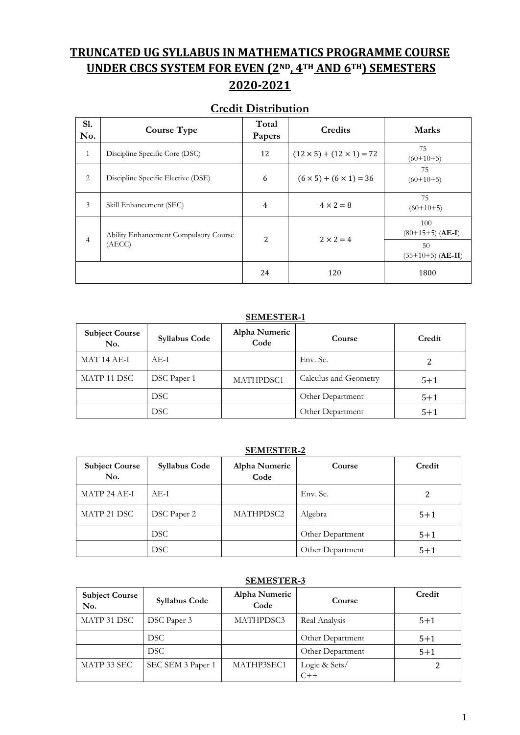# TRUNCATED UG SYLLABUS IN MATHEMATICS PROGRAMME COURSE UNDER CBCS SYSTEM FOR EVEN (2ND, 4TH AND 6TH) SEMESTERS 2020-2021

## Credit Distribution

| Sl. No. | Course Type | Total Papers | Credits | Marks |
|---|---|---|---|---|
| 1 | Discipline Specific Core (DSC) | 12 | $(12 \times 5) + (12 \times 1) = 72$ | 75 (60+10+5) |
| 2 | Discipline Specific Elective (DSE) | 6 | $(6 \times 5) + (6 \times 1) = 36$ | 75 (60+10+5) |
| 3 | Skill Enhancement (SEC) | 4 | $4 \times 2 = 8$ | 75 (60+10+5) |
| 4 | Ability Enhancement Compulsory Course (AECC) | 2 | $2 \times 2 = 4$ | 100 (80+15+5) (**AE-I**) |
| | | | | 50 (35+10+5) (**AE-II**) |
| | | 24 | 120 | 1800 |

**SEMESTER-1**

| Subject Course No. | Syllabus Code | Alpha Numeric Code | Course | Credit |
|---|---|---|---|---|
| MAT 14 AE-I | AE-I | | Env. Sc. | 2 |
| MATP 11 DSC | DSC Paper 1 | MATHPDSC1 | Calculus and Geometry | 5+1 |
| | DSC | | Other Department | 5+1 |
| | DSC | | Other Department | 5+1 |

**SEMESTER-2**

| Subject Course No. | Syllabus Code | Alpha Numeric Code | Course | Credit |
|---|---|---|---|---|
| MATP 24 AE-I | AE-I | | Env. Sc. | 2 |
| MATP 21 DSC | DSC Paper 2 | MATHPDSC2 | Algebra | 5+1 |
| | DSC | | Other Department | 5+1 |
| | DSC | | Other Department | 5+1 |

**SEMESTER-3**

| Subject Course No. | Syllabus Code | Alpha Numeric Code | Course | Credit |
|---|---|---|---|---|
| MATP 31 DSC | DSC Paper 3 | MATHPDSC3 | Real Analysis | 5+1 |
| | DSC | | Other Department | 5+1 |
| | DSC | | Other Department | 5+1 |
| MATP 33 SEC | SEC SEM 3 Paper 1 | MATHP3SEC1 | Logic & Sets/ C++ | 2 |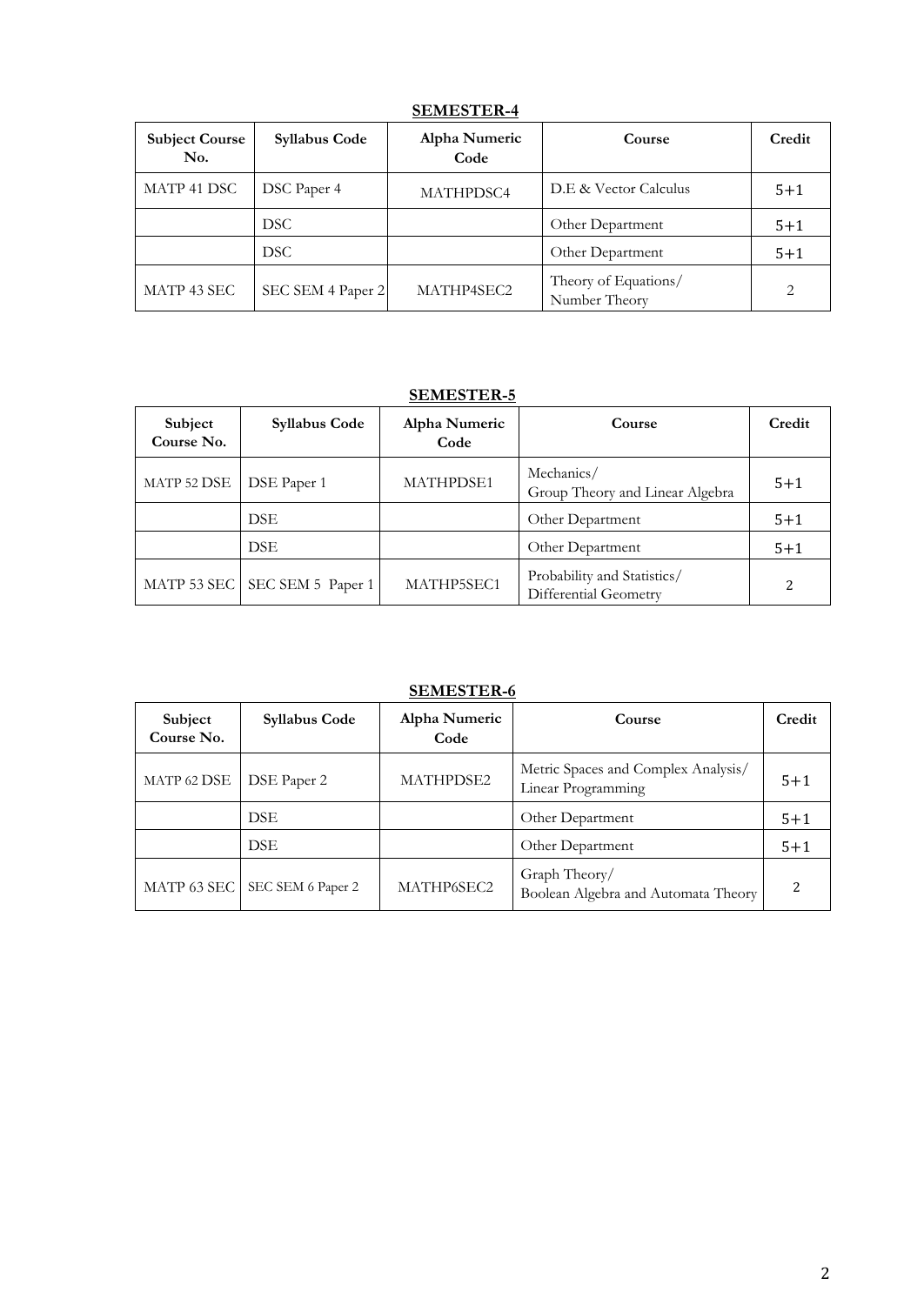## SEMESTER-4

| Subject Course No. | Syllabus Code | Alpha Numeric Code | Course | Credit |
|---|---|---|---|---|
| MATP 41 DSC | DSC Paper 4 | MATHPDSC4 | D.E & Vector Calculus | 5+1 |
| | DSC | | Other Department | 5+1 |
| | DSC | | Other Department | 5+1 |
| MATP 43 SEC | SEC SEM 4 Paper 2 | MATHP4SEC2 | Theory of Equations/ Number Theory | 2 |

## SEMESTER-5

| Subject Course No. | Syllabus Code | Alpha Numeric Code | Course | Credit |
|---|---|---|---|---|
| MATP 52 DSE | DSE Paper 1 | MATHPDSE1 | Mechanics/ Group Theory and Linear Algebra | 5+1 |
| | DSE | | Other Department | 5+1 |
| | DSE | | Other Department | 5+1 |
| MATP 53 SEC | SEC SEM 5 Paper 1 | MATHP5SEC1 | Probability and Statistics/ Differential Geometry | 2 |

## SEMESTER-6

| Subject Course No. | Syllabus Code | Alpha Numeric Code | Course | Credit |
|---|---|---|---|---|
| MATP 62 DSE | DSE Paper 2 | MATHPDSE2 | Metric Spaces and Complex Analysis/ Linear Programming | 5+1 |
| | DSE | | Other Department | 5+1 |
| | DSE | | Other Department | 5+1 |
| MATP 63 SEC | SEC SEM 6 Paper 2 | MATHP6SEC2 | Graph Theory/ Boolean Algebra and Automata Theory | 2 |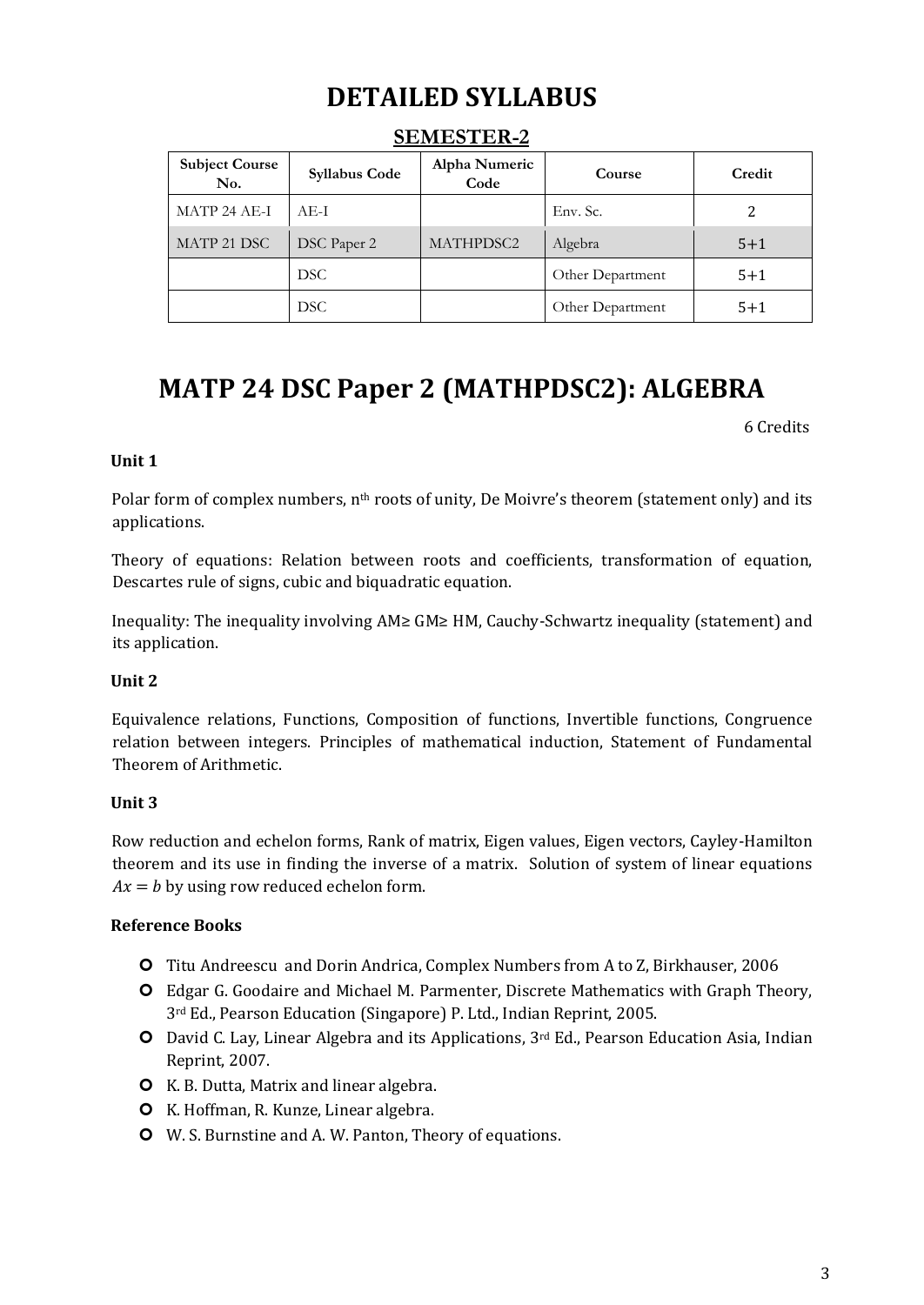# DETAILED SYLLABUS

## SEMESTER-2

| Subject Course No. | Syllabus Code | Alpha Numeric Code | Course | Credit |
|---|---|---|---|---|
| MATP 24 AE-I | AE-I | | Env. Sc. | 2 |
| MATP 21 DSC | DSC Paper 2 | MATHPDSC2 | Algebra | 5+1 |
| | DSC | | Other Department | 5+1 |
| | DSC | | Other Department | 5+1 |

# MATP 24 DSC Paper 2 (MATHPDSC2): ALGEBRA

6 Credits

**Unit 1**

Polar form of complex numbers, $n^{th}$ roots of unity, De Moivre's theorem (statement only) and its applications.

Theory of equations: Relation between roots and coefficients, transformation of equation, Descartes rule of signs, cubic and biquadratic equation.

Inequality: The inequality involving AM≥ GM≥ HM, Cauchy-Schwartz inequality (statement) and its application.

**Unit 2**

Equivalence relations, Functions, Composition of functions, Invertible functions, Congruence relation between integers. Principles of mathematical induction, Statement of Fundamental Theorem of Arithmetic.

**Unit 3**

Row reduction and echelon forms, Rank of matrix, Eigen values, Eigen vectors, Cayley-Hamilton theorem and its use in finding the inverse of a matrix. Solution of system of linear equations $Ax = b$ by using row reduced echelon form.

**Reference Books**

- Titu Andreescu and Dorin Andrica, Complex Numbers from A to Z, Birkhauser, 2006
- Edgar G. Goodaire and Michael M. Parmenter, Discrete Mathematics with Graph Theory, 3rd Ed., Pearson Education (Singapore) P. Ltd., Indian Reprint, 2005.
- David C. Lay, Linear Algebra and its Applications, 3rd Ed., Pearson Education Asia, Indian Reprint, 2007.
- K. B. Dutta, Matrix and linear algebra.
- K. Hoffman, R. Kunze, Linear algebra.
- W. S. Burnstine and A. W. Panton, Theory of equations.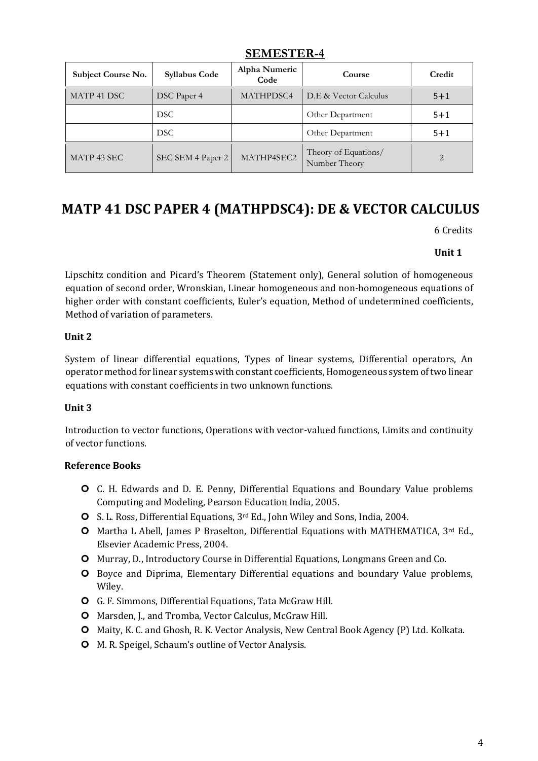## SEMESTER-4

| Subject Course No. | Syllabus Code | Alpha Numeric Code | Course | Credit |
|---|---|---|---|---|
| MATP 41 DSC | DSC Paper 4 | MATHPDSC4 | D.E & Vector Calculus | 5+1 |
| | DSC | | Other Department | 5+1 |
| | DSC | | Other Department | 5+1 |
| MATP 43 SEC | SEC SEM 4 Paper 2 | MATHP4SEC2 | Theory of Equations/ Number Theory | 2 |

# MATP 41 DSC PAPER 4 (MATHPDSC4): DE & VECTOR CALCULUS

6 Credits

**Unit 1**

Lipschitz condition and Picard's Theorem (Statement only), General solution of homogeneous equation of second order, Wronskian, Linear homogeneous and non-homogeneous equations of higher order with constant coefficients, Euler's equation, Method of undetermined coefficients, Method of variation of parameters.

**Unit 2**

System of linear differential equations, Types of linear systems, Differential operators, An operator method for linear systems with constant coefficients, Homogeneous system of two linear equations with constant coefficients in two unknown functions.

**Unit 3**

Introduction to vector functions, Operations with vector-valued functions, Limits and continuity of vector functions.

**Reference Books**

- C. H. Edwards and D. E. Penny, Differential Equations and Boundary Value problems Computing and Modeling, Pearson Education India, 2005.
- S. L. Ross, Differential Equations, 3rd Ed., John Wiley and Sons, India, 2004.
- Martha L Abell, James P Braselton, Differential Equations with MATHEMATICA, 3rd Ed., Elsevier Academic Press, 2004.
- Murray, D., Introductory Course in Differential Equations, Longmans Green and Co.
- Boyce and Diprima, Elementary Differential equations and boundary Value problems, Wiley.
- G. F. Simmons, Differential Equations, Tata McGraw Hill.
- Marsden, J., and Tromba, Vector Calculus, McGraw Hill.
- Maity, K. C. and Ghosh, R. K. Vector Analysis, New Central Book Agency (P) Ltd. Kolkata.
- M. R. Speigel, Schaum's outline of Vector Analysis.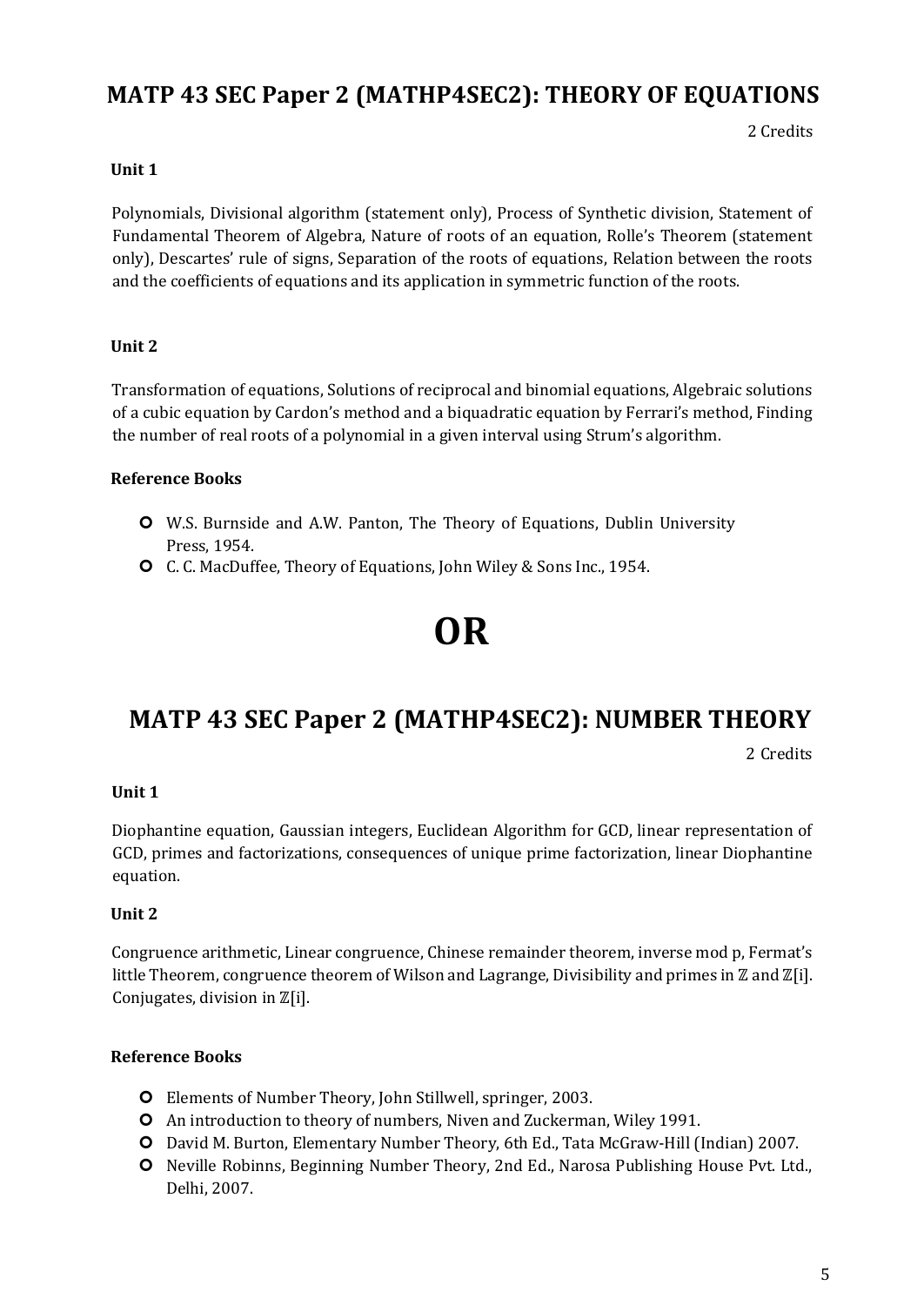## MATP 43 SEC Paper 2 (MATHP4SEC2): THEORY OF EQUATIONS

2 Credits

**Unit 1**

Polynomials, Divisional algorithm (statement only), Process of Synthetic division, Statement of Fundamental Theorem of Algebra, Nature of roots of an equation, Rolle's Theorem (statement only), Descartes' rule of signs, Separation of the roots of equations, Relation between the roots and the coefficients of equations and its application in symmetric function of the roots.

**Unit 2**

Transformation of equations, Solutions of reciprocal and binomial equations, Algebraic solutions of a cubic equation by Cardon's method and a biquadratic equation by Ferrari's method, Finding the number of real roots of a polynomial in a given interval using Strum's algorithm.

**Reference Books**

- W.S. Burnside and A.W. Panton, The Theory of Equations, Dublin University Press, 1954.
- C. C. MacDuffee, Theory of Equations, John Wiley & Sons Inc., 1954.

# OR

## MATP 43 SEC Paper 2 (MATHP4SEC2): NUMBER THEORY

2 Credits

**Unit 1**

Diophantine equation, Gaussian integers, Euclidean Algorithm for GCD, linear representation of GCD, primes and factorizations, consequences of unique prime factorization, linear Diophantine equation.

**Unit 2**

Congruence arithmetic, Linear congruence, Chinese remainder theorem, inverse mod p, Fermat's little Theorem, congruence theorem of Wilson and Lagrange, Divisibility and primes in $\mathbb{Z}$ and $\mathbb{Z}[i]$. Conjugates, division in $\mathbb{Z}[i]$.

**Reference Books**

- Elements of Number Theory, John Stillwell, springer, 2003.
- An introduction to theory of numbers, Niven and Zuckerman, Wiley 1991.
- David M. Burton, Elementary Number Theory, 6th Ed., Tata McGraw-Hill (Indian) 2007.
- Neville Robinns, Beginning Number Theory, 2nd Ed., Narosa Publishing House Pvt. Ltd., Delhi, 2007.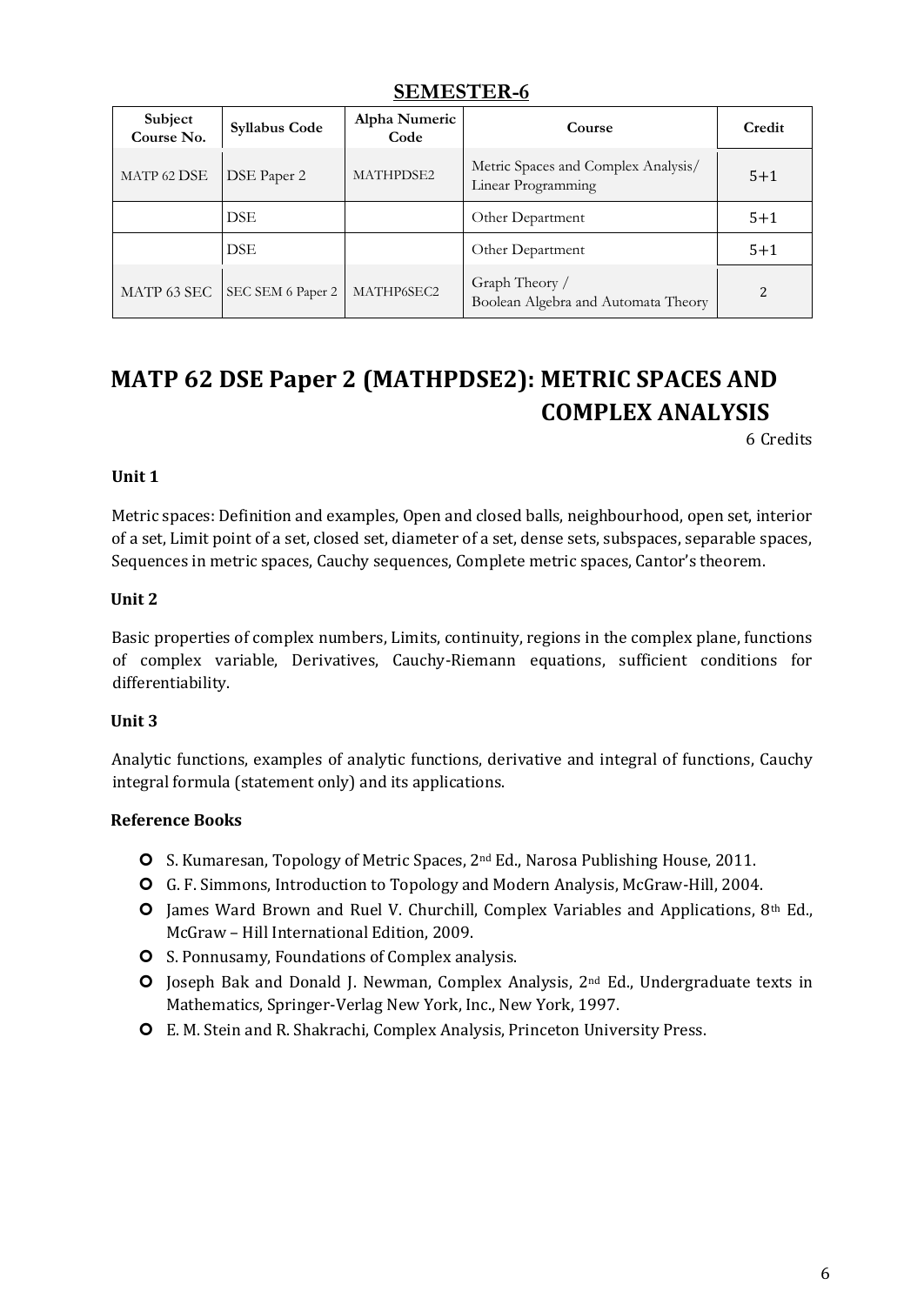## SEMESTER-6

| Subject Course No. | Syllabus Code | Alpha Numeric Code | Course | Credit |
|---|---|---|---|---|
| MATP 62 DSE | DSE Paper 2 | MATHPDSE2 | Metric Spaces and Complex Analysis/ Linear Programming | 5+1 |
| | DSE | | Other Department | 5+1 |
| | DSE | | Other Department | 5+1 |
| MATP 63 SEC | SEC SEM 6 Paper 2 | MATHP6SEC2 | Graph Theory / Boolean Algebra and Automata Theory | 2 |

# MATP 62 DSE Paper 2 (MATHPDSE2): METRIC SPACES AND COMPLEX ANALYSIS

6 Credits

### Unit 1

Metric spaces: Definition and examples, Open and closed balls, neighbourhood, open set, interior of a set, Limit point of a set, closed set, diameter of a set, dense sets, subspaces, separable spaces, Sequences in metric spaces, Cauchy sequences, Complete metric spaces, Cantor's theorem.

### Unit 2

Basic properties of complex numbers, Limits, continuity, regions in the complex plane, functions of complex variable, Derivatives, Cauchy-Riemann equations, sufficient conditions for differentiability.

### Unit 3

Analytic functions, examples of analytic functions, derivative and integral of functions, Cauchy integral formula (statement only) and its applications.

### Reference Books

- S. Kumaresan, Topology of Metric Spaces, 2nd Ed., Narosa Publishing House, 2011.
- G. F. Simmons, Introduction to Topology and Modern Analysis, McGraw-Hill, 2004.
- James Ward Brown and Ruel V. Churchill, Complex Variables and Applications, 8th Ed., McGraw – Hill International Edition, 2009.
- S. Ponnusamy, Foundations of Complex analysis.
- Joseph Bak and Donald J. Newman, Complex Analysis, 2nd Ed., Undergraduate texts in Mathematics, Springer-Verlag New York, Inc., New York, 1997.
- E. M. Stein and R. Shakrachi, Complex Analysis, Princeton University Press.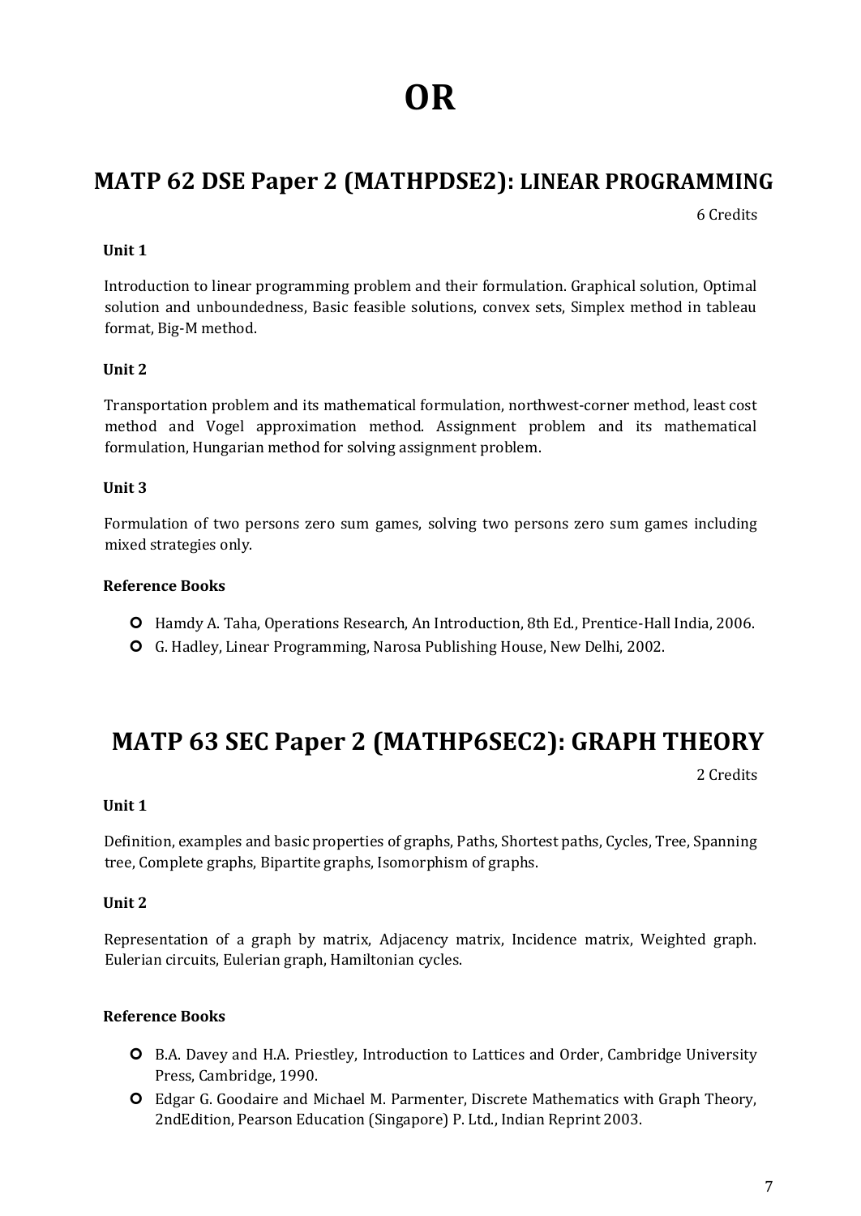# OR

## MATP 62 DSE Paper 2 (MATHPDSE2): LINEAR PROGRAMMING

6 Credits

**Unit 1**

Introduction to linear programming problem and their formulation. Graphical solution, Optimal solution and unboundedness, Basic feasible solutions, convex sets, Simplex method in tableau format, Big-M method.

**Unit 2**

Transportation problem and its mathematical formulation, northwest-corner method, least cost method and Vogel approximation method. Assignment problem and its mathematical formulation, Hungarian method for solving assignment problem.

**Unit 3**

Formulation of two persons zero sum games, solving two persons zero sum games including mixed strategies only.

**Reference Books**

- Hamdy A. Taha, Operations Research, An Introduction, 8th Ed., Prentice-Hall India, 2006.
- G. Hadley, Linear Programming, Narosa Publishing House, New Delhi, 2002.

## MATP 63 SEC Paper 2 (MATHP6SEC2): GRAPH THEORY

2 Credits

**Unit 1**

Definition, examples and basic properties of graphs, Paths, Shortest paths, Cycles, Tree, Spanning tree, Complete graphs, Bipartite graphs, Isomorphism of graphs.

**Unit 2**

Representation of a graph by matrix, Adjacency matrix, Incidence matrix, Weighted graph. Eulerian circuits, Eulerian graph, Hamiltonian cycles.

**Reference Books**

- B.A. Davey and H.A. Priestley, Introduction to Lattices and Order, Cambridge University Press, Cambridge, 1990.
- Edgar G. Goodaire and Michael M. Parmenter, Discrete Mathematics with Graph Theory, 2ndEdition, Pearson Education (Singapore) P. Ltd., Indian Reprint 2003.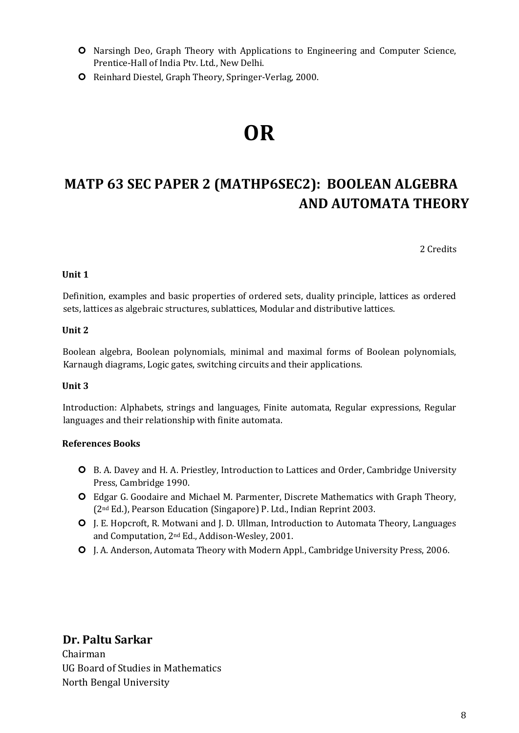- Narsingh Deo, Graph Theory with Applications to Engineering and Computer Science, Prentice-Hall of India Ptv. Ltd., New Delhi.
- Reinhard Diestel, Graph Theory, Springer-Verlag, 2000.

# OR

## MATP 63 SEC PAPER 2 (MATHP6SEC2): BOOLEAN ALGEBRA AND AUTOMATA THEORY

2 Credits

**Unit 1**

Definition, examples and basic properties of ordered sets, duality principle, lattices as ordered sets, lattices as algebraic structures, sublattices, Modular and distributive lattices.

**Unit 2**

Boolean algebra, Boolean polynomials, minimal and maximal forms of Boolean polynomials, Karnaugh diagrams, Logic gates, switching circuits and their applications.

**Unit 3**

Introduction: Alphabets, strings and languages, Finite automata, Regular expressions, Regular languages and their relationship with finite automata.

**References Books**

- B. A. Davey and H. A. Priestley, Introduction to Lattices and Order, Cambridge University Press, Cambridge 1990.
- Edgar G. Goodaire and Michael M. Parmenter, Discrete Mathematics with Graph Theory, (2nd Ed.), Pearson Education (Singapore) P. Ltd., Indian Reprint 2003.
- J. E. Hopcroft, R. Motwani and J. D. Ullman, Introduction to Automata Theory, Languages and Computation, 2nd Ed., Addison-Wesley, 2001.
- J. A. Anderson, Automata Theory with Modern Appl., Cambridge University Press, 2006.

**Dr. Paltu Sarkar**
Chairman
UG Board of Studies in Mathematics
North Bengal University